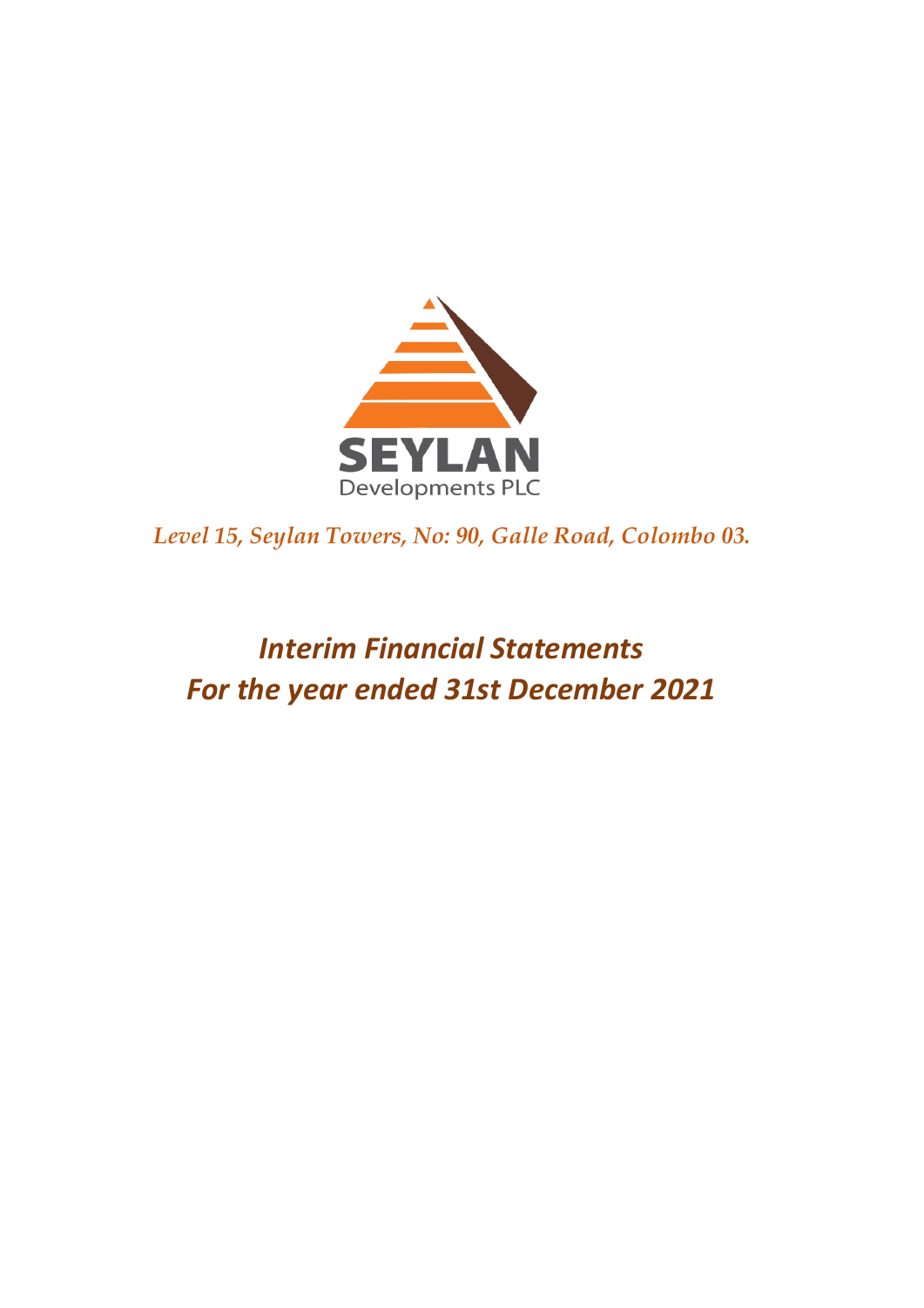SEYLAN

Developments PLC

*Level 15, Seylan Towers, No: 90, Galle Road, Colombo 03.*

# *Interim Financial Statements*
# *For the year ended 31st December 2021*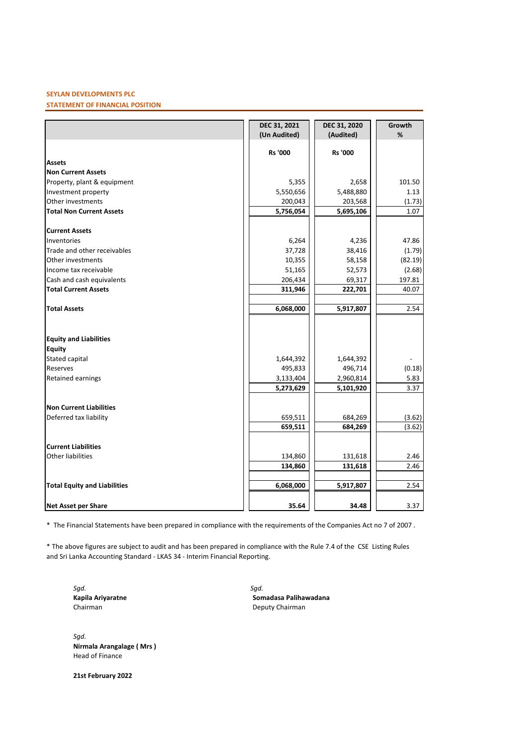**SEYLAN DEVELOPMENTS PLC**

**STATEMENT OF FINANCIAL POSITION**

| | DEC 31, 2021 (Un Audited) | DEC 31, 2020 (Audited) | Growth % |
|---|---|---|---|
| | Rs '000 | Rs '000 | |
| **Assets** | | | |
| **Non Current Assets** | | | |
| Property, plant & equipment | 5,355 | 2,658 | 101.50 |
| Investment property | 5,550,656 | 5,488,880 | 1.13 |
| Other investments | 200,043 | 203,568 | (1.73) |
| **Total Non Current Assets** | **5,756,054** | **5,695,106** | 1.07 |
| **Current Assets** | | | |
| Inventories | 6,264 | 4,236 | 47.86 |
| Trade and other receivables | 37,728 | 38,416 | (1.79) |
| Other investments | 10,355 | 58,158 | (82.19) |
| Income tax receivable | 51,165 | 52,573 | (2.68) |
| Cash and cash equivalents | 206,434 | 69,317 | 197.81 |
| **Total Current Assets** | **311,946** | **222,701** | 40.07 |
| **Total Assets** | **6,068,000** | **5,917,807** | 2.54 |
| **Equity and Liabilities** | | | |
| **Equity** | | | |
| Stated capital | 1,644,392 | 1,644,392 | - |
| Reserves | 495,833 | 496,714 | (0.18) |
| Retained earnings | 3,133,404 | 2,960,814 | 5.83 |
| | **5,273,629** | **5,101,920** | 3.37 |
| **Non Current Liabilities** | | | |
| Deferred tax liability | 659,511 | 684,269 | (3.62) |
| | **659,511** | **684,269** | (3.62) |
| **Current Liabilities** | | | |
| Other liabilities | 134,860 | 131,618 | 2.46 |
| | **134,860** | **131,618** | 2.46 |
| **Total Equity and Liabilities** | **6,068,000** | **5,917,807** | 2.54 |
| **Net Asset per Share** | **35.64** | **34.48** | 3.37 |

* The Financial Statements have been prepared in compliance with the requirements of the Companies Act no 7 of 2007 .

* The above figures are subject to audit and has been prepared in compliance with the Rule 7.4 of the CSE Listing Rules and Sri Lanka Accounting Standard - LKAS 34 - Interim Financial Reporting.

*Sgd.*
**Kapila Ariyaratne**
Chairman

*Sgd.*
**Somadasa Palihawadana**
Deputy Chairman

*Sgd.*
**Nirmala Arangalage ( Mrs )**
Head of Finance

**21st February 2022**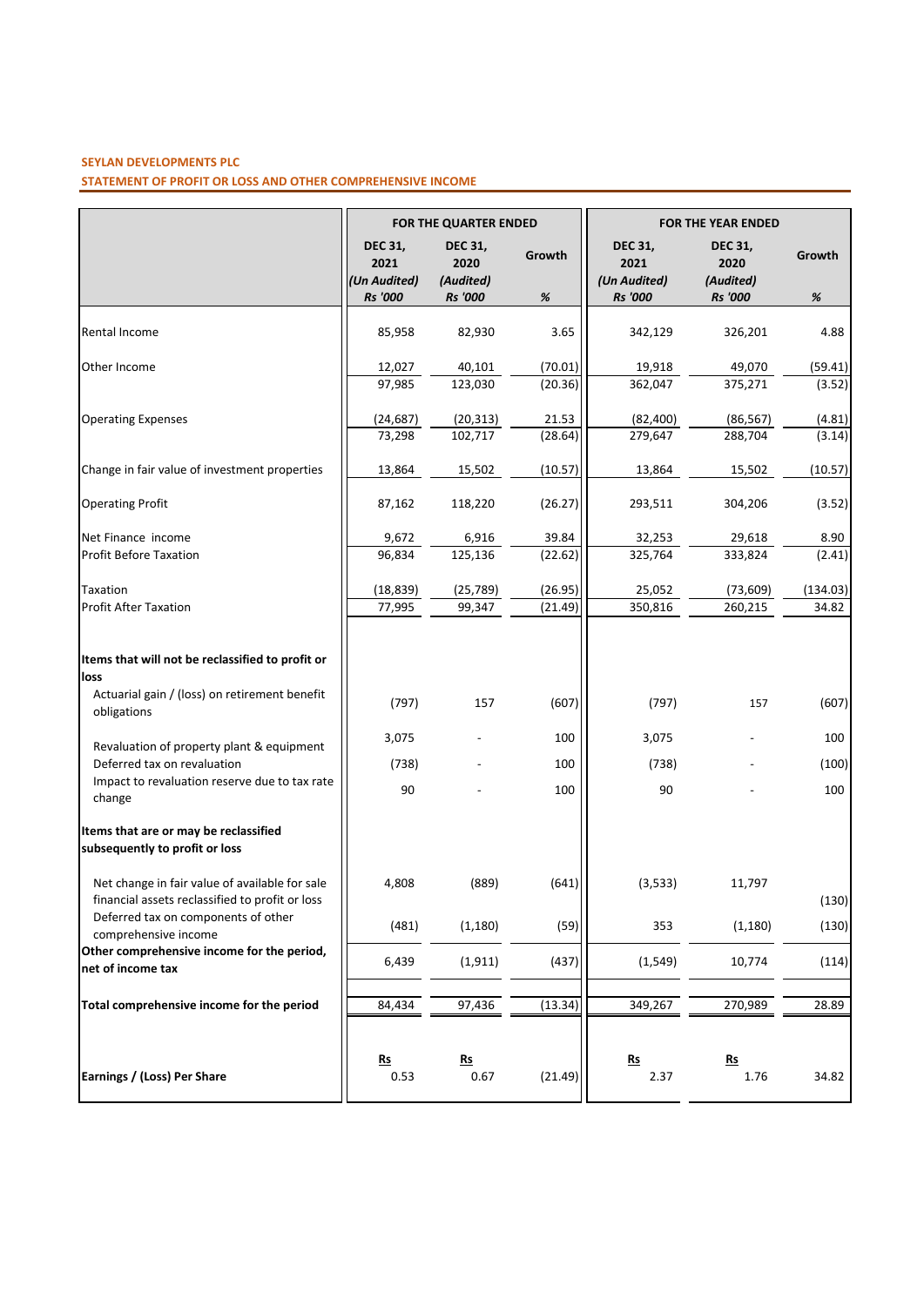**SEYLAN DEVELOPMENTS PLC**

**STATEMENT OF PROFIT OR LOSS AND OTHER COMPREHENSIVE INCOME**

| | FOR THE QUARTER ENDED | | | FOR THE YEAR ENDED | | |
|---|---|---|---|---|---|---|
| | DEC 31, 2021 (Un Audited) Rs '000 | DEC 31, 2020 (Audited) Rs '000 | Growth % | DEC 31, 2021 (Un Audited) Rs '000 | DEC 31, 2020 (Audited) Rs '000 | Growth % |
| Rental Income | 85,958 | 82,930 | 3.65 | 342,129 | 326,201 | 4.88 |
| Other Income | 12,027 | 40,101 | (70.01) | 19,918 | 49,070 | (59.41) |
| | 97,985 | 123,030 | (20.36) | 362,047 | 375,271 | (3.52) |
| Operating Expenses | (24,687) | (20,313) | 21.53 | (82,400) | (86,567) | (4.81) |
| | 73,298 | 102,717 | (28.64) | 279,647 | 288,704 | (3.14) |
| Change in fair value of investment properties | 13,864 | 15,502 | (10.57) | 13,864 | 15,502 | (10.57) |
| Operating Profit | 87,162 | 118,220 | (26.27) | 293,511 | 304,206 | (3.52) |
| Net Finance income | 9,672 | 6,916 | 39.84 | 32,253 | 29,618 | 8.90 |
| Profit Before Taxation | 96,834 | 125,136 | (22.62) | 325,764 | 333,824 | (2.41) |
| Taxation | (18,839) | (25,789) | (26.95) | 25,052 | (73,609) | (134.03) |
| Profit After Taxation | 77,995 | 99,347 | (21.49) | 350,816 | 260,215 | 34.82 |
| **Items that will not be reclassified to profit or loss** | | | | | | |
| Actuarial gain / (loss) on retirement benefit obligations | (797) | 157 | (607) | (797) | 157 | (607) |
| Revaluation of property plant & equipment | 3,075 | - | 100 | 3,075 | - | 100 |
| Deferred tax on revaluation | (738) | - | 100 | (738) | - | (100) |
| Impact to revaluation reserve due to tax rate change | 90 | - | 100 | 90 | - | 100 |
| **Items that are or may be reclassified subsequently to profit or loss** | | | | | | |
| Net change in fair value of available for sale financial assets reclassified to profit or loss | 4,808 | (889) | (641) | (3,533) | 11,797 | (130) |
| Deferred tax on components of other comprehensive income | (481) | (1,180) | (59) | 353 | (1,180) | (130) |
| **Other comprehensive income for the period, net of income tax** | 6,439 | (1,911) | (437) | (1,549) | 10,774 | (114) |
| **Total comprehensive income for the period** | 84,434 | 97,436 | (13.34) | 349,267 | 270,989 | 28.89 |
| | Rs | Rs | | Rs | Rs | |
| **Earnings / (Loss) Per Share** | 0.53 | 0.67 | (21.49) | 2.37 | 1.76 | 34.82 |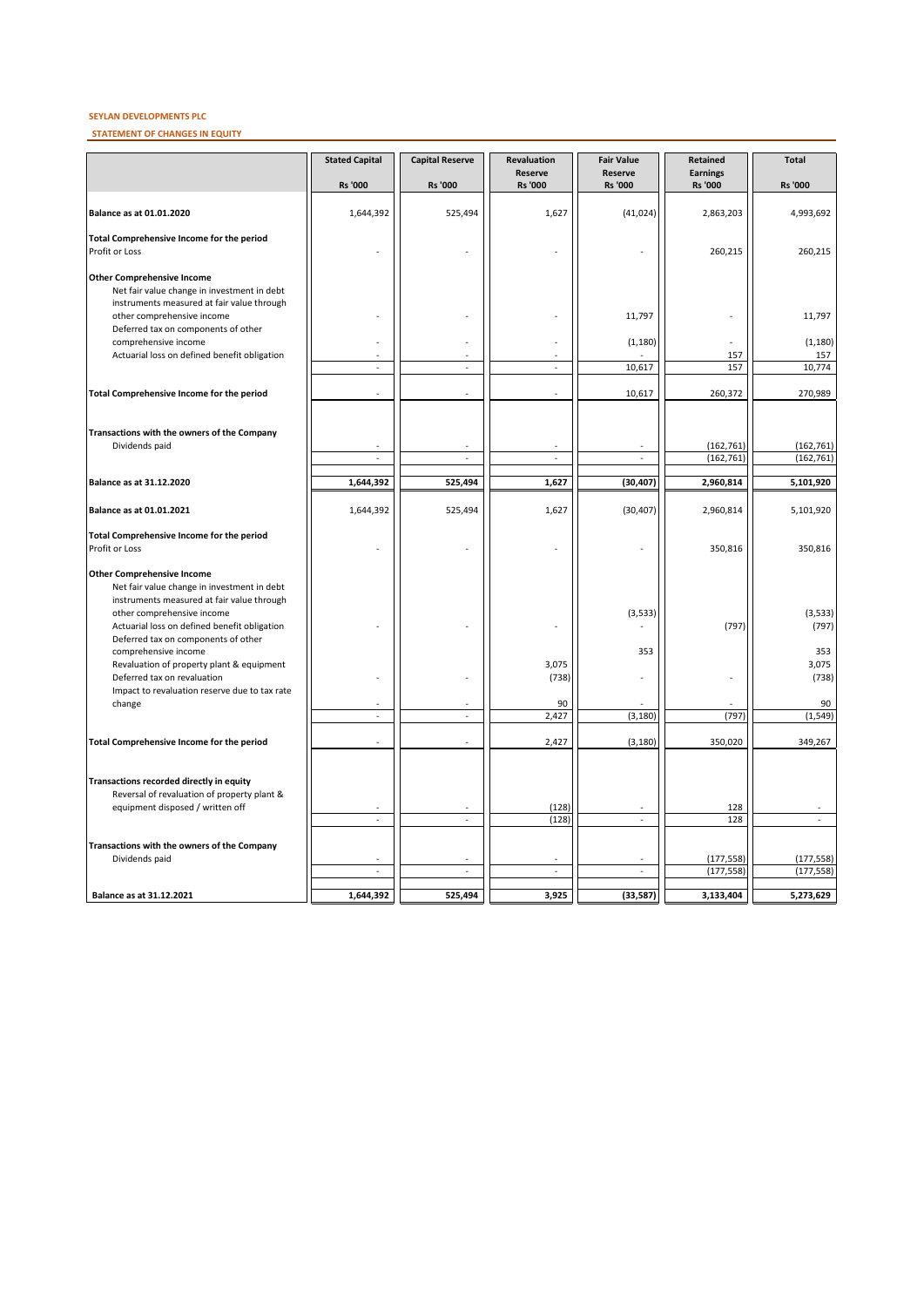**SEYLAN DEVELOPMENTS PLC**

**STATEMENT OF CHANGES IN EQUITY**

| | Stated Capital Rs '000 | Capital Reserve Rs '000 | Revaluation Reserve Rs '000 | Fair Value Reserve Rs '000 | Retained Earnings Rs '000 | Total Rs '000 |
|---|---|---|---|---|---|---|
| **Balance as at 01.01.2020** | 1,644,392 | 525,494 | 1,627 | (41,024) | 2,863,203 | 4,993,692 |
| **Total Comprehensive Income for the period** | | | | | | |
| Profit or Loss | - | - | - | - | 260,215 | 260,215 |
| **Other Comprehensive Income** | | | | | | |
| Net fair value change in investment in debt instruments measured at fair value through other comprehensive income | - | - | - | 11,797 | - | 11,797 |
| Deferred tax on components of other comprehensive income | - | - | - | (1,180) | - | (1,180) |
| Actuarial loss on defined benefit obligation | - | - | - | - | 157 | 157 |
| | - | - | - | 10,617 | 157 | 10,774 |
| **Total Comprehensive Income for the period** | - | - | - | 10,617 | 260,372 | 270,989 |
| **Transactions with the owners of the Company** | | | | | | |
| Dividends paid | - | - | - | - | (162,761) | (162,761) |
| | - | - | - | - | (162,761) | (162,761) |
| **Balance as at 31.12.2020** | **1,644,392** | **525,494** | **1,627** | **(30,407)** | **2,960,814** | **5,101,920** |
| **Balance as at 01.01.2021** | 1,644,392 | 525,494 | 1,627 | (30,407) | 2,960,814 | 5,101,920 |
| **Total Comprehensive Income for the period** | | | | | | |
| Profit or Loss | - | - | - | - | 350,816 | 350,816 |
| **Other Comprehensive Income** | | | | | | |
| Net fair value change in investment in debt instruments measured at fair value through other comprehensive income | | | | (3,533) | | (3,533) |
| Actuarial loss on defined benefit obligation | - | - | - | - | (797) | (797) |
| Deferred tax on components of other comprehensive income | | | | 353 | | 353 |
| Revaluation of property plant & equipment | | | 3,075 | | | 3,075 |
| Deferred tax on revaluation | - | - | (738) | - | - | (738) |
| Impact to revaluation reserve due to tax rate change | - | - | 90 | - | - | 90 |
| | - | - | 2,427 | (3,180) | (797) | (1,549) |
| **Total Comprehensive Income for the period** | - | - | 2,427 | (3,180) | 350,020 | 349,267 |
| **Transactions recorded directly in equity** | | | | | | |
| Reversal of revaluation of property plant & equipment disposed / written off | - | - | (128) | - | 128 | - |
| | - | - | (128) | - | 128 | - |
| **Transactions with the owners of the Company** | | | | | | |
| Dividends paid | - | - | - | - | (177,558) | (177,558) |
| | - | - | - | - | (177,558) | (177,558) |
| **Balance as at 31.12.2021** | **1,644,392** | **525,494** | **3,925** | **(33,587)** | **3,133,404** | **5,273,629** |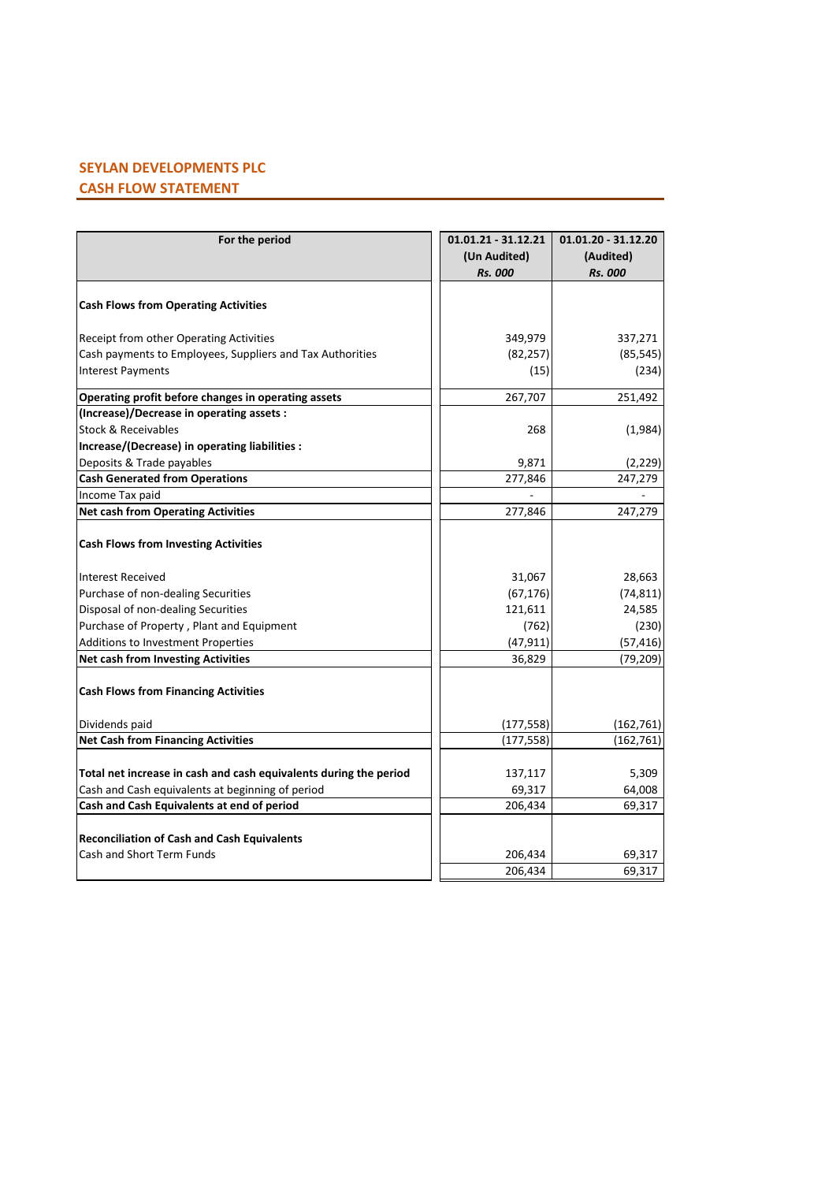## SEYLAN DEVELOPMENTS PLC

## CASH FLOW STATEMENT

| For the period | 01.01.21 - 31.12.21 (Un Audited) *Rs. 000* | 01.01.20 - 31.12.20 (Audited) *Rs. 000* |
|---|---|---|
| **Cash Flows from Operating Activities** | | |
| Receipt from other Operating Activities | 349,979 | 337,271 |
| Cash payments to Employees, Suppliers and Tax Authorities | (82,257) | (85,545) |
| Interest Payments | (15) | (234) |
| **Operating profit before changes in operating assets** | 267,707 | 251,492 |
| **(Increase)/Decrease in operating assets :** | | |
| Stock & Receivables | 268 | (1,984) |
| **Increase/(Decrease) in operating liabilities :** | | |
| Deposits & Trade payables | 9,871 | (2,229) |
| **Cash Generated from Operations** | 277,846 | 247,279 |
| Income Tax paid | - | - |
| **Net cash from Operating Activities** | 277,846 | 247,279 |
| **Cash Flows from Investing Activities** | | |
| Interest Received | 31,067 | 28,663 |
| Purchase of non-dealing Securities | (67,176) | (74,811) |
| Disposal of non-dealing Securities | 121,611 | 24,585 |
| Purchase of Property , Plant and Equipment | (762) | (230) |
| Additions to Investment Properties | (47,911) | (57,416) |
| **Net cash from Investing Activities** | 36,829 | (79,209) |
| **Cash Flows from Financing Activities** | | |
| Dividends paid | (177,558) | (162,761) |
| **Net Cash from Financing Activities** | (177,558) | (162,761) |
| **Total net increase in cash and cash equivalents during the period** | 137,117 | 5,309 |
| Cash and Cash equivalents at beginning of period | 69,317 | 64,008 |
| **Cash and Cash Equivalents at end of period** | 206,434 | 69,317 |
| **Reconciliation of Cash and Cash Equivalents** | | |
| Cash and Short Term Funds | 206,434 | 69,317 |
| | 206,434 | 69,317 |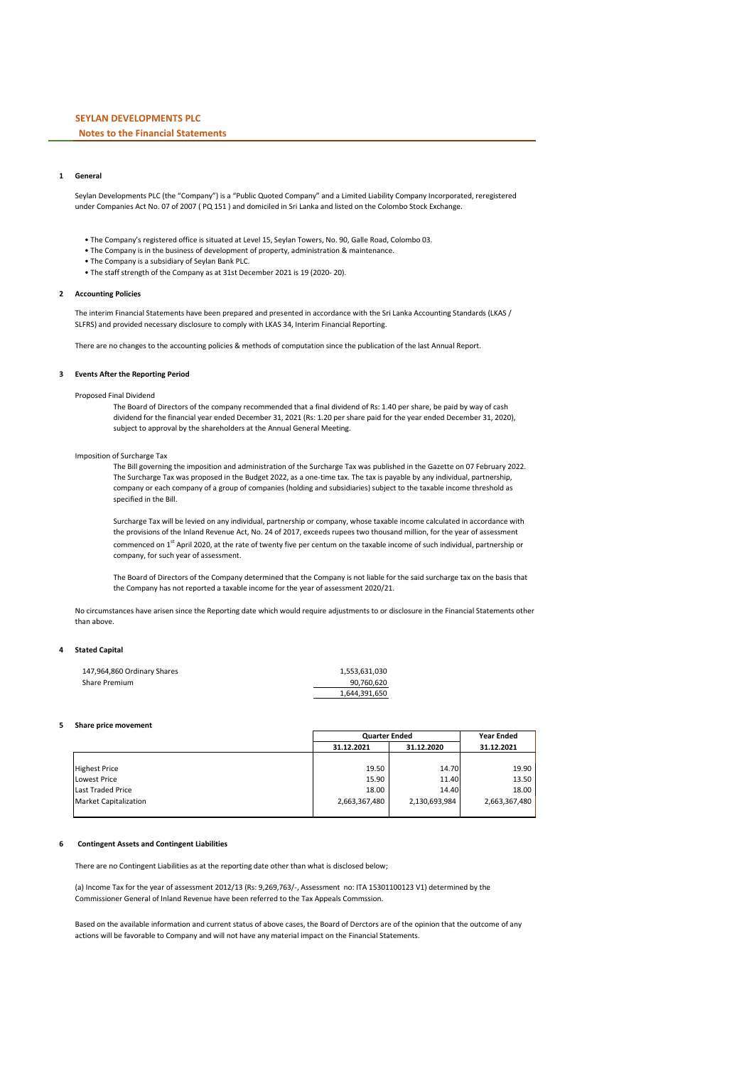## SEYLAN DEVELOPMENTS PLC

### Notes to the Financial Statements

#### 1 General

Seylan Developments PLC (the "Company") is a "Public Quoted Company" and a Limited Liability Company Incorporated, reregistered under Companies Act No. 07 of 2007 ( PQ 151 ) and domiciled in Sri Lanka and listed on the Colombo Stock Exchange.

- The Company's registered office is situated at Level 15, Seylan Towers, No. 90, Galle Road, Colombo 03.
- The Company is in the business of development of property, administration & maintenance.
- The Company is a subsidiary of Seylan Bank PLC.
- The staff strength of the Company as at 31st December 2021 is 19 (2020- 20).

#### 2 Accounting Policies

The interim Financial Statements have been prepared and presented in accordance with the Sri Lanka Accounting Standards (LKAS / SLFRS) and provided necessary disclosure to comply with LKAS 34, Interim Financial Reporting.

There are no changes to the accounting policies & methods of computation since the publication of the last Annual Report.

#### 3 Events After the Reporting Period

Proposed Final Dividend

The Board of Directors of the company recommended that a final dividend of Rs: 1.40 per share, be paid by way of cash dividend for the financial year ended December 31, 2021 (Rs: 1.20 per share paid for the year ended December 31, 2020), subject to approval by the shareholders at the Annual General Meeting.

Imposition of Surcharge Tax

The Bill governing the imposition and administration of the Surcharge Tax was published in the Gazette on 07 February 2022. The Surcharge Tax was proposed in the Budget 2022, as a one-time tax. The tax is payable by any individual, partnership, company or each company of a group of companies (holding and subsidiaries) subject to the taxable income threshold as specified in the Bill.

Surcharge Tax will be levied on any individual, partnership or company, whose taxable income calculated in accordance with the provisions of the Inland Revenue Act, No. 24 of 2017, exceeds rupees two thousand million, for the year of assessment commenced on 1st April 2020, at the rate of twenty five per centum on the taxable income of such individual, partnership or company, for such year of assessment.

The Board of Directors of the Company determined that the Company is not liable for the said surcharge tax on the basis that the Company has not reported a taxable income for the year of assessment 2020/21.

No circumstances have arisen since the Reporting date which would require adjustments to or disclosure in the Financial Statements other than above.

#### 4 Stated Capital

| | |
|---|---|
| 147,964,860 Ordinary Shares | 1,553,631,030 |
| Share Premium | 90,760,620 |
| | 1,644,391,650 |

#### 5 Share price movement

| | Quarter Ended | | Year Ended |
|---|---|---|---|
| | 31.12.2021 | 31.12.2020 | 31.12.2021 |
| Highest Price | 19.50 | 14.70 | 19.90 |
| Lowest Price | 15.90 | 11.40 | 13.50 |
| Last Traded Price | 18.00 | 14.40 | 18.00 |
| Market Capitalization | 2,663,367,480 | 2,130,693,984 | 2,663,367,480 |

#### 6 Contingent Assets and Contingent Liabilities

There are no Contingent Liabilities as at the reporting date other than what is disclosed below;

(a) Income Tax for the year of assessment 2012/13 (Rs: 9,269,763/-, Assessment no: ITA 15301100123 V1) determined by the Commissioner General of Inland Revenue have been referred to the Tax Appeals Commssion.

Based on the available information and current status of above cases, the Board of Derctors are of the opinion that the outcome of any actions will be favorable to Company and will not have any material impact on the Financial Statements.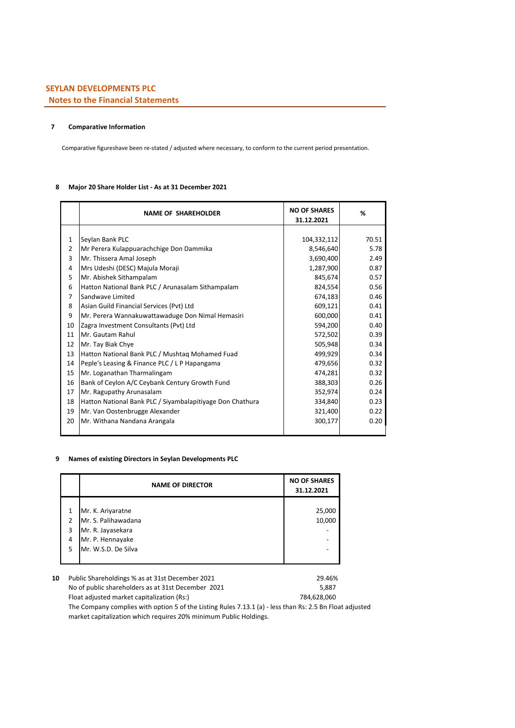## SEYLAN DEVELOPMENTS PLC

### Notes to the Financial Statements

**7 Comparative Information**

Comparative figureshave been re-stated / adjusted where necessary, to conform to the current period presentation.

**8 Major 20 Share Holder List - As at 31 December 2021**

| | NAME OF SHAREHOLDER | NO OF SHARES 31.12.2021 | % |
|---|---|---|---|
| 1 | Seylan Bank PLC | 104,332,112 | 70.51 |
| 2 | Mr Perera Kulappuarachchige Don Dammika | 8,546,640 | 5.78 |
| 3 | Mr. Thissera Amal Joseph | 3,690,400 | 2.49 |
| 4 | Mrs Udeshi (DESC) Majula Moraji | 1,287,900 | 0.87 |
| 5 | Mr. Abishek Sithampalam | 845,674 | 0.57 |
| 6 | Hatton National Bank PLC / Arunasalam Sithampalam | 824,554 | 0.56 |
| 7 | Sandwave Limited | 674,183 | 0.46 |
| 8 | Asian Guild Financial Services (Pvt) Ltd | 609,121 | 0.41 |
| 9 | Mr. Perera Wannakuwattawaduge Don Nimal Hemasiri | 600,000 | 0.41 |
| 10 | Zagra Investment Consultants (Pvt) Ltd | 594,200 | 0.40 |
| 11 | Mr. Gautam Rahul | 572,502 | 0.39 |
| 12 | Mr. Tay Biak Chye | 505,948 | 0.34 |
| 13 | Hatton National Bank PLC / Mushtaq Mohamed Fuad | 499,929 | 0.34 |
| 14 | Peple's Leasing & Finance PLC / L P Hapangama | 479,656 | 0.32 |
| 15 | Mr. Loganathan Tharmalingam | 474,281 | 0.32 |
| 16 | Bank of Ceylon A/C Ceybank Century Growth Fund | 388,303 | 0.26 |
| 17 | Mr. Ragupathy Arunasalam | 352,974 | 0.24 |
| 18 | Hatton National Bank PLC / Siyambalapitiyage Don Chathura | 334,840 | 0.23 |
| 19 | Mr. Van Oostenbrugge Alexander | 321,400 | 0.22 |
| 20 | Mr. Withana Nandana Arangala | 300,177 | 0.20 |

**9 Names of existing Directors in Seylan Developments PLC**

| | NAME OF DIRECTOR | NO OF SHARES 31.12.2021 |
|---|---|---|
| 1 | Mr. K. Ariyaratne | 25,000 |
| 2 | Mr. S. Palihawadana | 10,000 |
| 3 | Mr. R. Jayasekara | - |
| 4 | Mr. P. Hennayake | - |
| 5 | Mr. W.S.D. De Silva | - |

**10**

| | |
|---|---|
| Public Shareholdings % as at 31st December 2021 | 29.46% |
| No of public shareholders as at 31st December 2021 | 5,887 |
| Float adjusted market capitalization (Rs:) | 784,628,060 |

The Company complies with option 5 of the Listing Rules 7.13.1 (a) - less than Rs: 2.5 Bn Float adjusted market capitalization which requires 20% minimum Public Holdings.